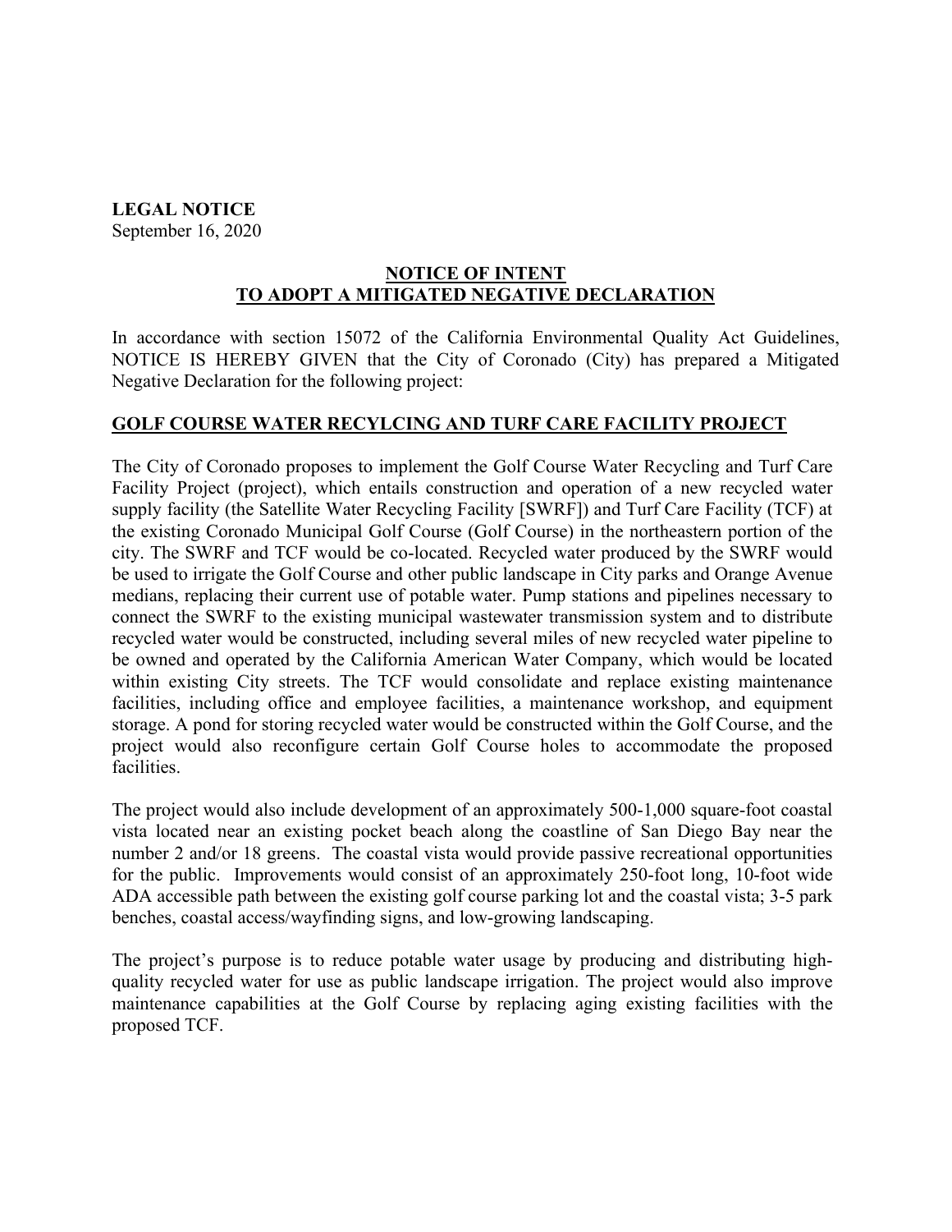**LEGAL NOTICE**
September 16, 2020

## NOTICE OF INTENT TO ADOPT A MITIGATED NEGATIVE DECLARATION

In accordance with section 15072 of the California Environmental Quality Act Guidelines, NOTICE IS HEREBY GIVEN that the City of Coronado (City) has prepared a Mitigated Negative Declaration for the following project:

### GOLF COURSE WATER RECYLCING AND TURF CARE FACILITY PROJECT

The City of Coronado proposes to implement the Golf Course Water Recycling and Turf Care Facility Project (project), which entails construction and operation of a new recycled water supply facility (the Satellite Water Recycling Facility [SWRF]) and Turf Care Facility (TCF) at the existing Coronado Municipal Golf Course (Golf Course) in the northeastern portion of the city. The SWRF and TCF would be co-located. Recycled water produced by the SWRF would be used to irrigate the Golf Course and other public landscape in City parks and Orange Avenue medians, replacing their current use of potable water. Pump stations and pipelines necessary to connect the SWRF to the existing municipal wastewater transmission system and to distribute recycled water would be constructed, including several miles of new recycled water pipeline to be owned and operated by the California American Water Company, which would be located within existing City streets. The TCF would consolidate and replace existing maintenance facilities, including office and employee facilities, a maintenance workshop, and equipment storage. A pond for storing recycled water would be constructed within the Golf Course, and the project would also reconfigure certain Golf Course holes to accommodate the proposed facilities.

The project would also include development of an approximately 500-1,000 square-foot coastal vista located near an existing pocket beach along the coastline of San Diego Bay near the number 2 and/or 18 greens. The coastal vista would provide passive recreational opportunities for the public. Improvements would consist of an approximately 250-foot long, 10-foot wide ADA accessible path between the existing golf course parking lot and the coastal vista; 3-5 park benches, coastal access/wayfinding signs, and low-growing landscaping.

The project's purpose is to reduce potable water usage by producing and distributing high-quality recycled water for use as public landscape irrigation. The project would also improve maintenance capabilities at the Golf Course by replacing aging existing facilities with the proposed TCF.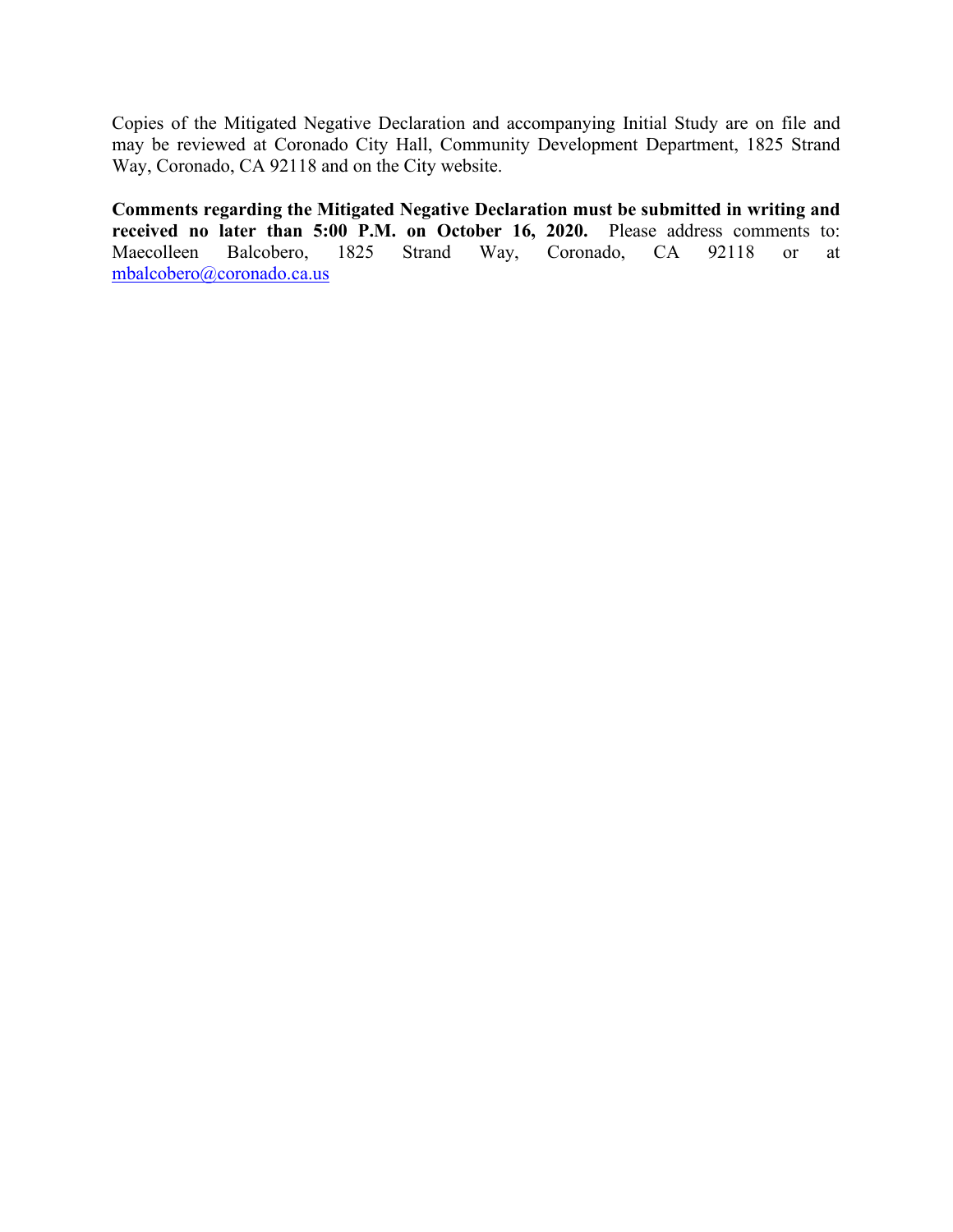Copies of the Mitigated Negative Declaration and accompanying Initial Study are on file and may be reviewed at Coronado City Hall, Community Development Department, 1825 Strand Way, Coronado, CA 92118 and on the City website.

**Comments regarding the Mitigated Negative Declaration must be submitted in writing and received no later than 5:00 P.M. on October 16, 2020.** Please address comments to: Maecolleen Balcobero, 1825 Strand Way, Coronado, CA 92118 or at mbalcobero@coronado.ca.us